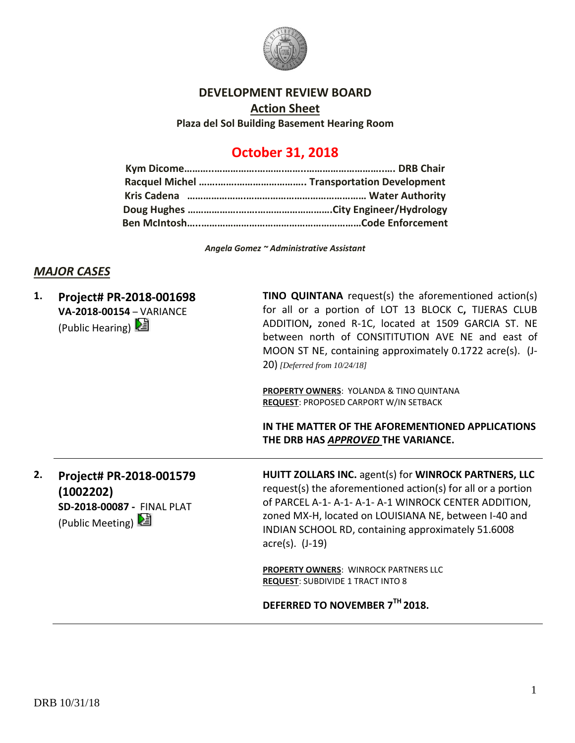# DEVELOPMENT REVIEW BOARD

## Action Sheet

**Plaza del Sol Building Basement Hearing Room**

## October 31, 2018

**Kym Dicome……….……………………..…………………………..… DRB Chair**
**Racquel Michel ………………………………….. Transportation Development**
**Kris Cadena ………………………………………………………… Water Authority**
**Doug Hughes ……………………………………………….City Engineer/Hydrology**
**Ben McIntosh…..……………………………………………………Code Enforcement**

*Angela Gomez ~ Administrative Assistant*

## *MAJOR CASES*

**1. Project# PR-2018-001698**
**VA-2018-00154** – VARIANCE
(Public Hearing)

**TINO QUINTANA** request(s) the aforementioned action(s) for all or a portion of LOT 13 BLOCK C**,** TIJERAS CLUB ADDITION**,** zoned R-1C, located at 1509 GARCIA ST. NE between north of CONSITITUTION AVE NE and east of MOON ST NE, containing approximately 0.1722 acre(s). (J-20) *[Deferred from 10/24/18]*

**PROPERTY OWNERS**: YOLANDA & TINO QUINTANA
**REQUEST**: PROPOSED CARPORT W/IN SETBACK

**IN THE MATTER OF THE AFOREMENTIONED APPLICATIONS THE DRB HAS *APPROVED* THE VARIANCE.**

---

**2. Project# PR-2018-001579 (1002202)**
**SD-2018-00087 -** FINAL PLAT
(Public Meeting)

**HUITT ZOLLARS INC.** agent(s) for **WINROCK PARTNERS, LLC** request(s) the aforementioned action(s) for all or a portion of PARCEL A-1- A-1- A-1- A-1 WINROCK CENTER ADDITION, zoned MX-H, located on LOUISIANA NE, between I-40 and INDIAN SCHOOL RD, containing approximately 51.6008 acre(s). (J-19)

**PROPERTY OWNERS**: WINROCK PARTNERS LLC
**REQUEST**: SUBDIVIDE 1 TRACT INTO 8

**DEFERRED TO NOVEMBER 7TH 2018.**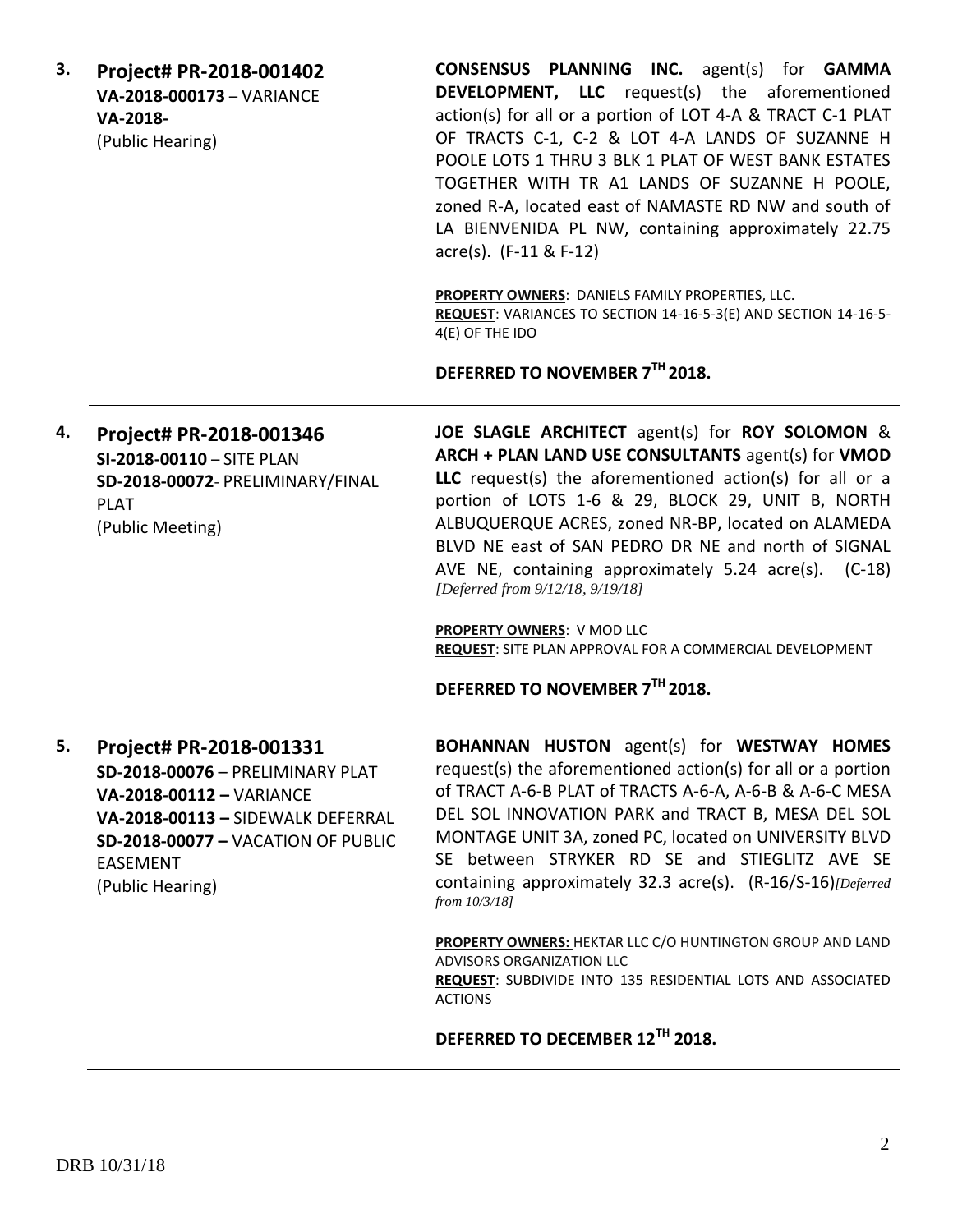**3. Project# PR-2018-001402**
**VA-2018-000173** – VARIANCE
**VA-2018-**
(Public Hearing)

**CONSENSUS PLANNING INC.** agent(s) for **GAMMA DEVELOPMENT, LLC** request(s) the aforementioned action(s) for all or a portion of LOT 4-A & TRACT C-1 PLAT OF TRACTS C-1, C-2 & LOT 4-A LANDS OF SUZANNE H POOLE LOTS 1 THRU 3 BLK 1 PLAT OF WEST BANK ESTATES TOGETHER WITH TR A1 LANDS OF SUZANNE H POOLE, zoned R-A, located east of NAMASTE RD NW and south of LA BIENVENIDA PL NW, containing approximately 22.75 acre(s). (F-11 & F-12)

**PROPERTY OWNERS**: DANIELS FAMILY PROPERTIES, LLC.
**REQUEST**: VARIANCES TO SECTION 14-16-5-3(E) AND SECTION 14-16-5-4(E) OF THE IDO

**DEFERRED TO NOVEMBER 7TH 2018.**

---

**4. Project# PR-2018-001346**
**SI-2018-00110** – SITE PLAN
**SD-2018-00072**- PRELIMINARY/FINAL PLAT
(Public Meeting)

**JOE SLAGLE ARCHITECT** agent(s) for **ROY SOLOMON** & **ARCH + PLAN LAND USE CONSULTANTS** agent(s) for **VMOD LLC** request(s) the aforementioned action(s) for all or a portion of LOTS 1-6 & 29, BLOCK 29, UNIT B, NORTH ALBUQUERQUE ACRES, zoned NR-BP, located on ALAMEDA BLVD NE east of SAN PEDRO DR NE and north of SIGNAL AVE NE, containing approximately 5.24 acre(s). (C-18) *[Deferred from 9/12/18, 9/19/18]*

**PROPERTY OWNERS**: V MOD LLC
**REQUEST**: SITE PLAN APPROVAL FOR A COMMERCIAL DEVELOPMENT

**DEFERRED TO NOVEMBER 7TH 2018.**

---

**5. Project# PR-2018-001331**
**SD-2018-00076** – PRELIMINARY PLAT
**VA-2018-00112 –** VARIANCE
**VA-2018-00113 –** SIDEWALK DEFERRAL
**SD-2018-00077 –** VACATION OF PUBLIC EASEMENT
(Public Hearing)

**BOHANNAN HUSTON** agent(s) for **WESTWAY HOMES** request(s) the aforementioned action(s) for all or a portion of TRACT A-6-B PLAT of TRACTS A-6-A, A-6-B & A-6-C MESA DEL SOL INNOVATION PARK and TRACT B, MESA DEL SOL MONTAGE UNIT 3A, zoned PC, located on UNIVERSITY BLVD SE between STRYKER RD SE and STIEGLITZ AVE SE containing approximately 32.3 acre(s). (R-16/S-16)*[Deferred from 10/3/18]*

**PROPERTY OWNERS:** HEKTAR LLC C/O HUNTINGTON GROUP AND LAND ADVISORS ORGANIZATION LLC
**REQUEST**: SUBDIVIDE INTO 135 RESIDENTIAL LOTS AND ASSOCIATED ACTIONS

**DEFERRED TO DECEMBER 12TH 2018.**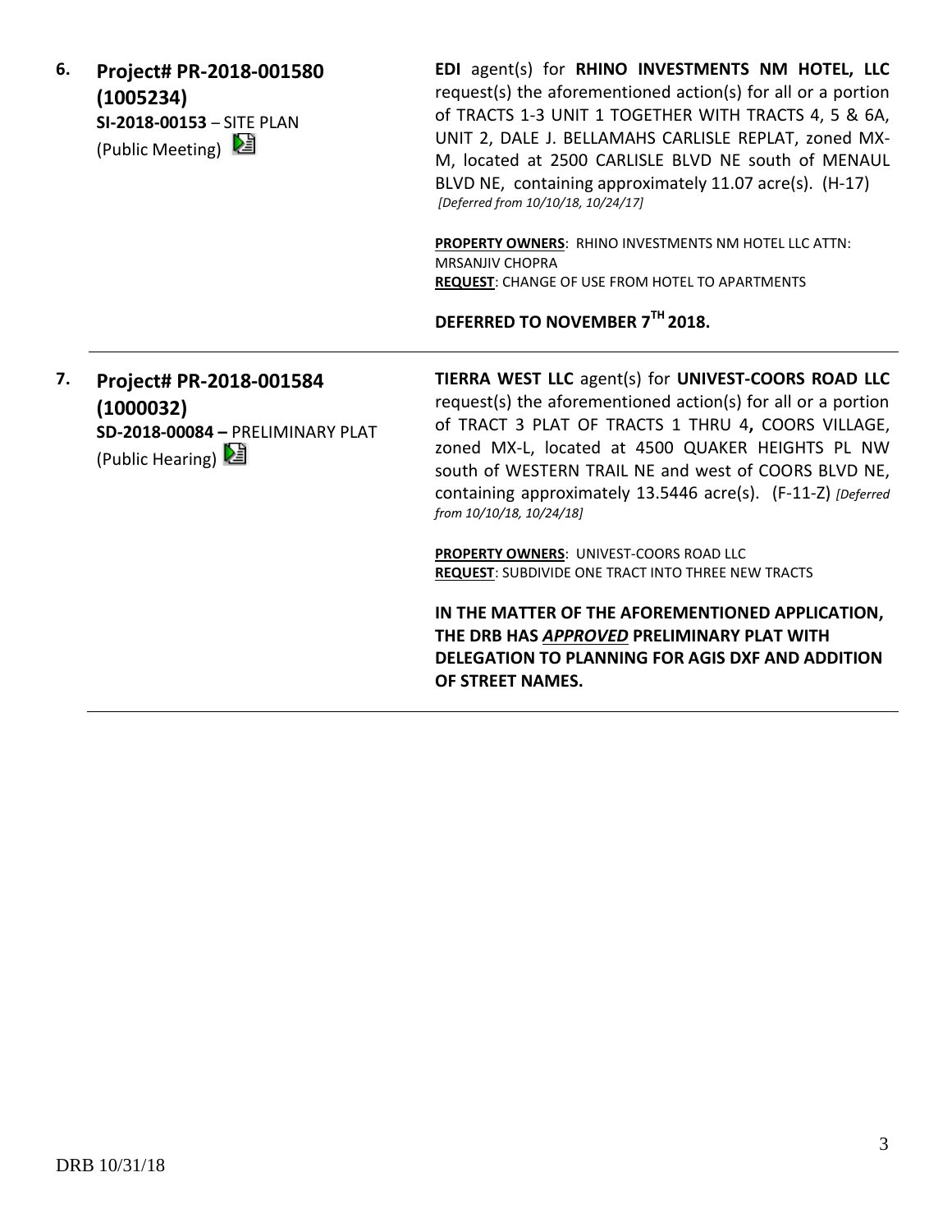**6.** **Project# PR-2018-001580 (1005234)**
**SI-2018-00153** – SITE PLAN
(Public Meeting)

**EDI** agent(s) for **RHINO INVESTMENTS NM HOTEL, LLC** request(s) the aforementioned action(s) for all or a portion of TRACTS 1-3 UNIT 1 TOGETHER WITH TRACTS 4, 5 & 6A, UNIT 2, DALE J. BELLAMAHS CARLISLE REPLAT, zoned MX-M, located at 2500 CARLISLE BLVD NE south of MENAUL BLVD NE, containing approximately 11.07 acre(s). (H-17) *[Deferred from 10/10/18, 10/24/17]*

**PROPERTY OWNERS**: RHINO INVESTMENTS NM HOTEL LLC ATTN: MRSANJIV CHOPRA
**REQUEST**: CHANGE OF USE FROM HOTEL TO APARTMENTS

**DEFERRED TO NOVEMBER 7TH 2018.**

---

**7.** **Project# PR-2018-001584 (1000032)**
**SD-2018-00084 –** PRELIMINARY PLAT
(Public Hearing)

**TIERRA WEST LLC** agent(s) for **UNIVEST-COORS ROAD LLC** request(s) the aforementioned action(s) for all or a portion of TRACT 3 PLAT OF TRACTS 1 THRU 4**,** COORS VILLAGE, zoned MX-L, located at 4500 QUAKER HEIGHTS PL NW south of WESTERN TRAIL NE and west of COORS BLVD NE, containing approximately 13.5446 acre(s). (F-11-Z) *[Deferred from 10/10/18, 10/24/18]*

**PROPERTY OWNERS**: UNIVEST-COORS ROAD LLC
**REQUEST**: SUBDIVIDE ONE TRACT INTO THREE NEW TRACTS

**IN THE MATTER OF THE AFOREMENTIONED APPLICATION, THE DRB HAS *APPROVED* PRELIMINARY PLAT WITH DELEGATION TO PLANNING FOR AGIS DXF AND ADDITION OF STREET NAMES.**

---

DRB 10/31/18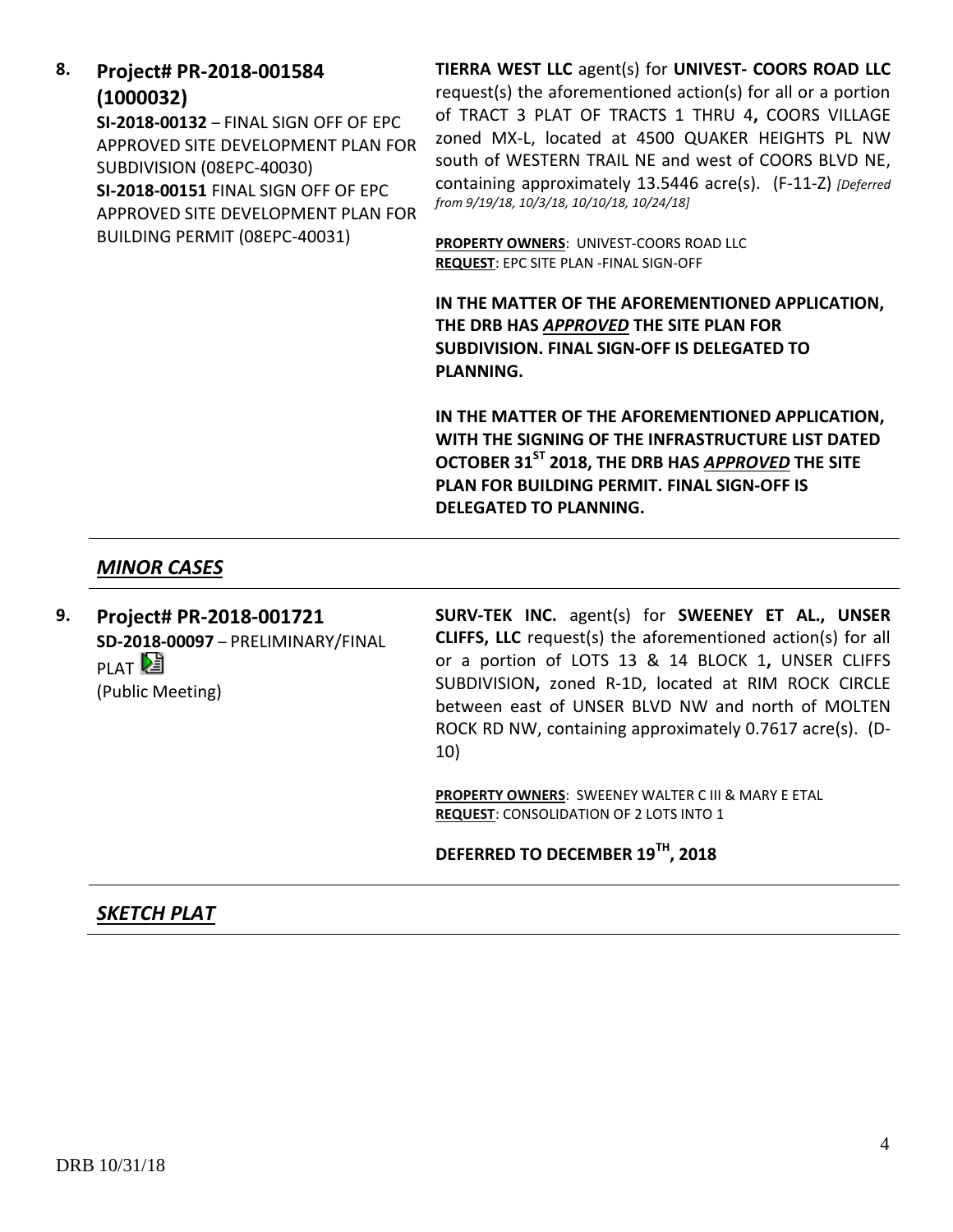**8. Project# PR-2018-001584 (1000032)**

**SI-2018-00132** – FINAL SIGN OFF OF EPC APPROVED SITE DEVELOPMENT PLAN FOR SUBDIVISION (08EPC-40030)
**SI-2018-00151** FINAL SIGN OFF OF EPC APPROVED SITE DEVELOPMENT PLAN FOR BUILDING PERMIT (08EPC-40031)

**TIERRA WEST LLC** agent(s) for **UNIVEST- COORS ROAD LLC** request(s) the aforementioned action(s) for all or a portion of TRACT 3 PLAT OF TRACTS 1 THRU 4**,** COORS VILLAGE zoned MX-L, located at 4500 QUAKER HEIGHTS PL NW south of WESTERN TRAIL NE and west of COORS BLVD NE, containing approximately 13.5446 acre(s). (F-11-Z) *[Deferred from 9/19/18, 10/3/18, 10/10/18, 10/24/18]*

**PROPERTY OWNERS**: UNIVEST-COORS ROAD LLC
**REQUEST**: EPC SITE PLAN -FINAL SIGN-OFF

**IN THE MATTER OF THE AFOREMENTIONED APPLICATION, THE DRB HAS *APPROVED* THE SITE PLAN FOR SUBDIVISION. FINAL SIGN-OFF IS DELEGATED TO PLANNING.**

**IN THE MATTER OF THE AFOREMENTIONED APPLICATION, WITH THE SIGNING OF THE INFRASTRUCTURE LIST DATED OCTOBER 31ST 2018, THE DRB HAS *APPROVED* THE SITE PLAN FOR BUILDING PERMIT. FINAL SIGN-OFF IS DELEGATED TO PLANNING.**

---

## *MINOR CASES*

---

**9. Project# PR-2018-001721**

**SD-2018-00097** – PRELIMINARY/FINAL PLAT
(Public Meeting)

**SURV-TEK INC.** agent(s) for **SWEENEY ET AL., UNSER CLIFFS, LLC** request(s) the aforementioned action(s) for all or a portion of LOTS 13 & 14 BLOCK 1**,** UNSER CLIFFS SUBDIVISION**,** zoned R-1D, located at RIM ROCK CIRCLE between east of UNSER BLVD NW and north of MOLTEN ROCK RD NW, containing approximately 0.7617 acre(s). (D-10)

**PROPERTY OWNERS**: SWEENEY WALTER C III & MARY E ETAL
**REQUEST**: CONSOLIDATION OF 2 LOTS INTO 1

**DEFERRED TO DECEMBER 19TH, 2018**

---

## *SKETCH PLAT*

---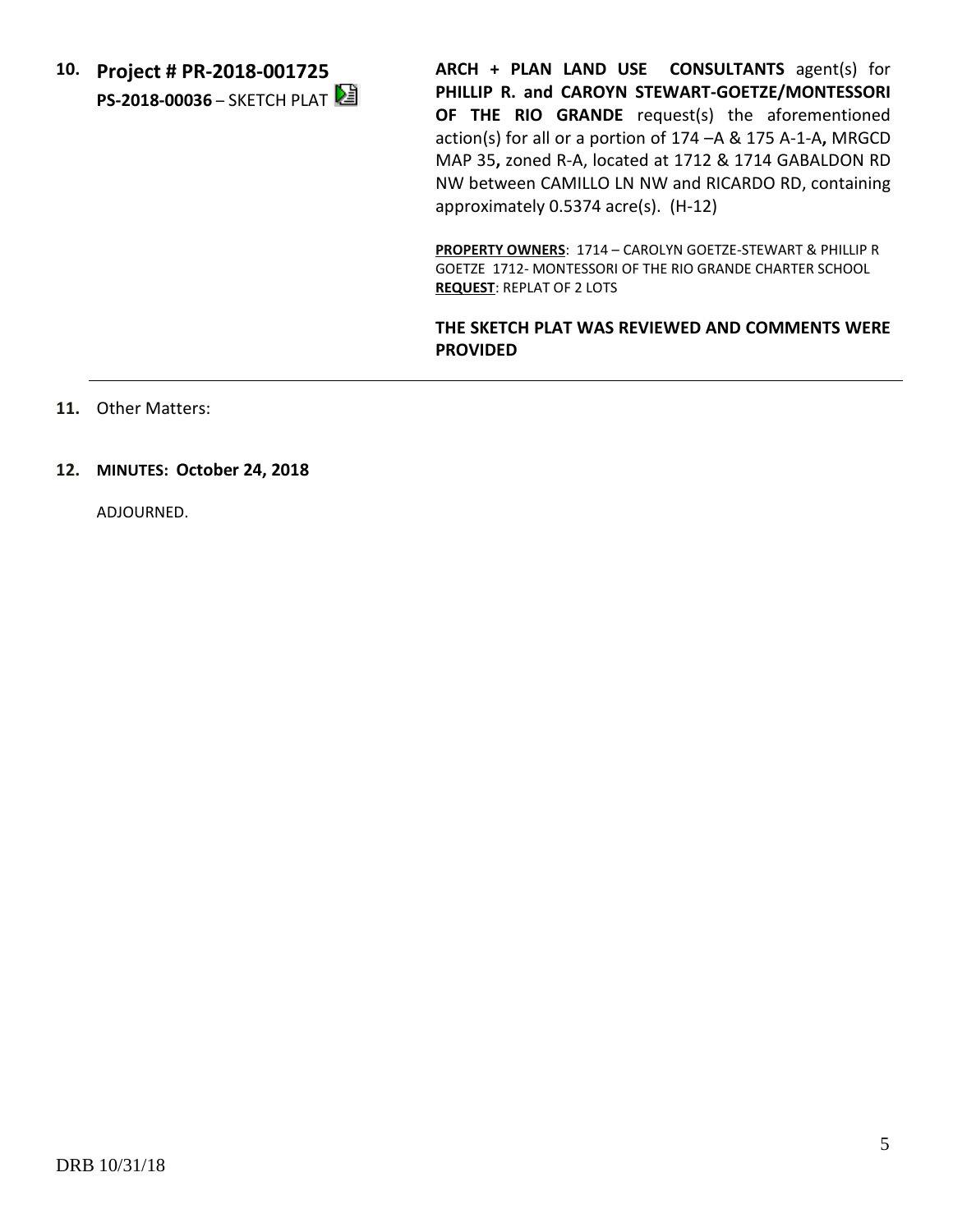**10. Project # PR-2018-001725**
**PS-2018-00036** – SKETCH PLAT

**ARCH + PLAN LAND USE CONSULTANTS** agent(s) for **PHILLIP R. and CAROYN STEWART-GOETZE/MONTESSORI OF THE RIO GRANDE** request(s) the aforementioned action(s) for all or a portion of 174 –A & 175 A-1-A**,** MRGCD MAP 35**,** zoned R-A, located at 1712 & 1714 GABALDON RD NW between CAMILLO LN NW and RICARDO RD, containing approximately 0.5374 acre(s). (H-12)

**PROPERTY OWNERS**: 1714 – CAROLYN GOETZE-STEWART & PHILLIP R GOETZE 1712- MONTESSORI OF THE RIO GRANDE CHARTER SCHOOL
**REQUEST**: REPLAT OF 2 LOTS

**THE SKETCH PLAT WAS REVIEWED AND COMMENTS WERE PROVIDED**

---

**11.** Other Matters:

**12. MINUTES: October 24, 2018**

ADJOURNED.